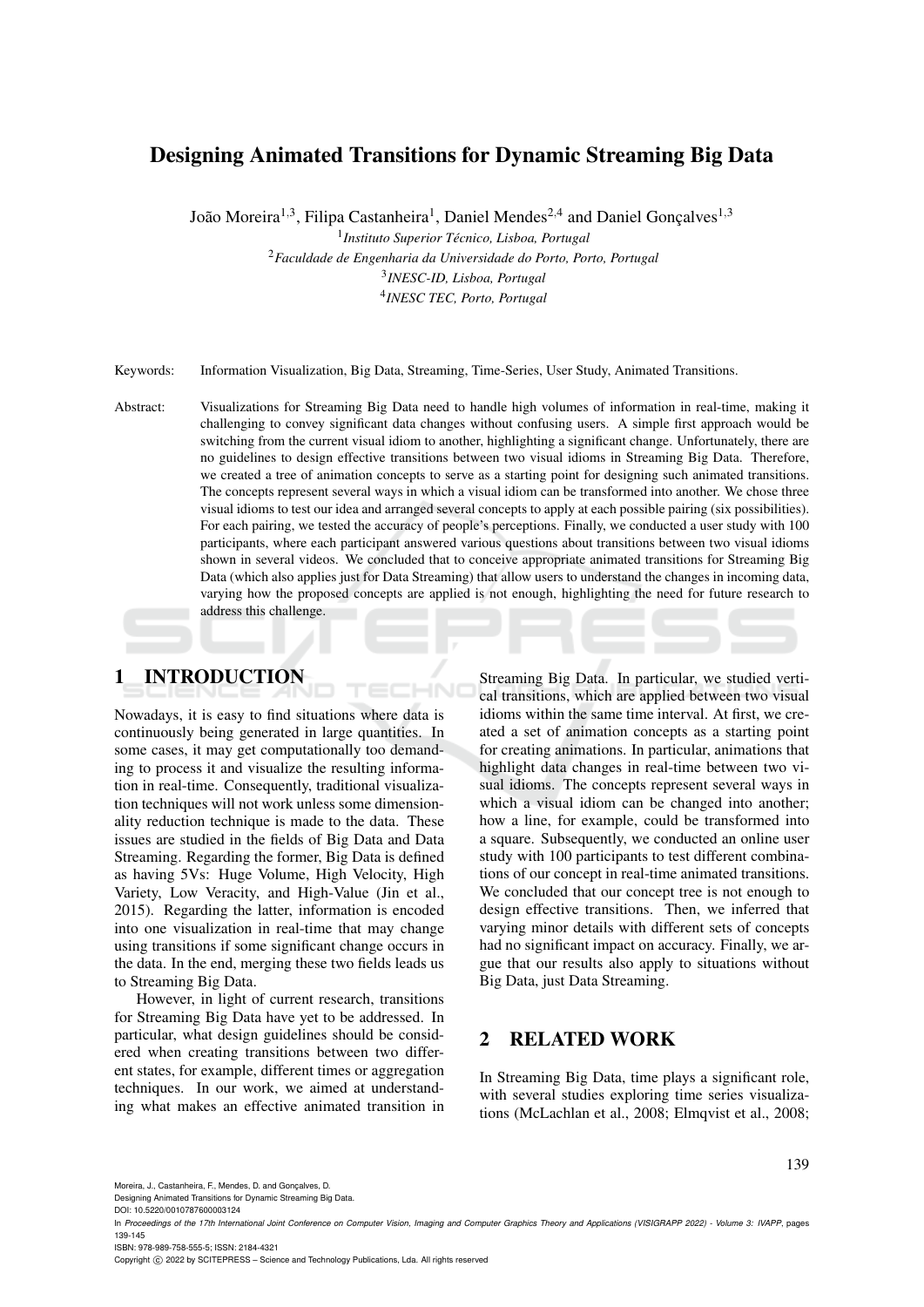# Designing Animated Transitions for Dynamic Streaming Big Data

João Moreira[1,3], Filipa Castanheira[1], Daniel Mendes[2,4] and Daniel Gonçalves[1,3]

[1] *Instituto Superior Técnico, Lisboa, Portugal*

[2] *Faculdade de Engenharia da Universidade do Porto, Porto, Portugal*

[3] *INESC-ID, Lisboa, Portugal*

[4] *INESC TEC, Porto, Portugal*

Keywords: Information Visualization, Big Data, Streaming, Time-Series, User Study, Animated Transitions.

Abstract: Visualizations for Streaming Big Data need to handle high volumes of information in real-time, making it challenging to convey significant data changes without confusing users. A simple first approach would be switching from the current visual idiom to another, highlighting a significant change. Unfortunately, there are no guidelines to design effective transitions between two visual idioms in Streaming Big Data. Therefore, we created a tree of animation concepts to serve as a starting point for designing such animated transitions. The concepts represent several ways in which a visual idiom can be transformed into another. We chose three visual idioms to test our idea and arranged several concepts to apply at each possible pairing (six possibilities). For each pairing, we tested the accuracy of people's perceptions. Finally, we conducted a user study with 100 participants, where each participant answered various questions about transitions between two visual idioms shown in several videos. We concluded that to conceive appropriate animated transitions for Streaming Big Data (which also applies just for Data Streaming) that allow users to understand the changes in incoming data, varying how the proposed concepts are applied is not enough, highlighting the need for future research to address this challenge.

## 1 INTRODUCTION

Nowadays, it is easy to find situations where data is continuously being generated in large quantities. In some cases, it may get computationally too demanding to process it and visualize the resulting information in real-time. Consequently, traditional visualization techniques will not work unless some dimensionality reduction technique is made to the data. These issues are studied in the fields of Big Data and Data Streaming. Regarding the former, Big Data is defined as having 5Vs: Huge Volume, High Velocity, High Variety, Low Veracity, and High-Value (Jin et al., 2015). Regarding the latter, information is encoded into one visualization in real-time that may change using transitions if some significant change occurs in the data. In the end, merging these two fields leads us to Streaming Big Data.

However, in light of current research, transitions for Streaming Big Data have yet to be addressed. In particular, what design guidelines should be considered when creating transitions between two different states, for example, different times or aggregation techniques. In our work, we aimed at understanding what makes an effective animated transition in Streaming Big Data. In particular, we studied vertical transitions, which are applied between two visual idioms within the same time interval. At first, we created a set of animation concepts as a starting point for creating animations. In particular, animations that highlight data changes in real-time between two visual idioms. The concepts represent several ways in which a visual idiom can be changed into another; how a line, for example, could be transformed into a square. Subsequently, we conducted an online user study with 100 participants to test different combinations of our concept in real-time animated transitions. We concluded that our concept tree is not enough to design effective transitions. Then, we inferred that varying minor details with different sets of concepts had no significant impact on accuracy. Finally, we argue that our results also apply to situations without Big Data, just Data Streaming.

## 2 RELATED WORK

In Streaming Big Data, time plays a significant role, with several studies exploring time series visualizations (McLachlan et al., 2008; Elmqvist et al., 2008;

Moreira, J., Castanheira, F., Mendes, D. and Gonçalves, D.
Designing Animated Transitions for Dynamic Streaming Big Data.
DOI: 10.5220/0010787600003124
In *Proceedings of the 17th International Joint Conference on Computer Vision, Imaging and Computer Graphics Theory and Applications (VISIGRAPP 2022) - Volume 3: IVAPP*, pages 139-145
ISBN: 978-989-758-555-5; ISSN: 2184-4321
Copyright © 2022 by SCITEPRESS – Science and Technology Publications, Lda. All rights reserved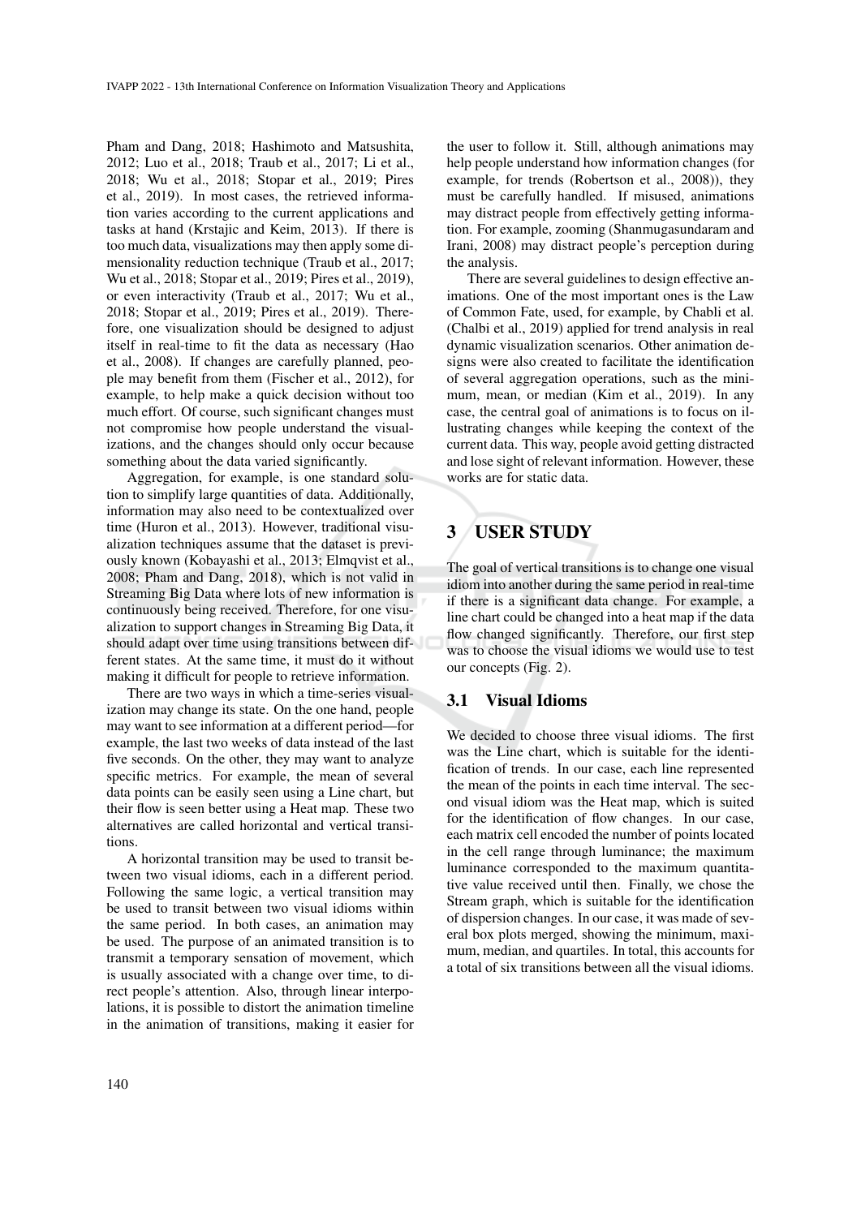Pham and Dang, 2018; Hashimoto and Matsushita, 2012; Luo et al., 2018; Traub et al., 2017; Li et al., 2018; Wu et al., 2018; Stopar et al., 2019; Pires et al., 2019). In most cases, the retrieved information varies according to the current applications and tasks at hand (Krstajic and Keim, 2013). If there is too much data, visualizations may then apply some dimensionality reduction technique (Traub et al., 2017; Wu et al., 2018; Stopar et al., 2019; Pires et al., 2019), or even interactivity (Traub et al., 2017; Wu et al., 2018; Stopar et al., 2019; Pires et al., 2019). Therefore, one visualization should be designed to adjust itself in real-time to fit the data as necessary (Hao et al., 2008). If changes are carefully planned, people may benefit from them (Fischer et al., 2012), for example, to help make a quick decision without too much effort. Of course, such significant changes must not compromise how people understand the visualizations, and the changes should only occur because something about the data varied significantly.

Aggregation, for example, is one standard solution to simplify large quantities of data. Additionally, information may also need to be contextualized over time (Huron et al., 2013). However, traditional visualization techniques assume that the dataset is previously known (Kobayashi et al., 2013; Elmqvist et al., 2008; Pham and Dang, 2018), which is not valid in Streaming Big Data where lots of new information is continuously being received. Therefore, for one visualization to support changes in Streaming Big Data, it should adapt over time using transitions between different states. At the same time, it must do it without making it difficult for people to retrieve information.

There are two ways in which a time-series visualization may change its state. On the one hand, people may want to see information at a different period—for example, the last two weeks of data instead of the last five seconds. On the other, they may want to analyze specific metrics. For example, the mean of several data points can be easily seen using a Line chart, but their flow is seen better using a Heat map. These two alternatives are called horizontal and vertical transitions.

A horizontal transition may be used to transit between two visual idioms, each in a different period. Following the same logic, a vertical transition may be used to transit between two visual idioms within the same period. In both cases, an animation may be used. The purpose of an animated transition is to transmit a temporary sensation of movement, which is usually associated with a change over time, to direct people's attention. Also, through linear interpolations, it is possible to distort the animation timeline in the animation of transitions, making it easier for the user to follow it. Still, although animations may help people understand how information changes (for example, for trends (Robertson et al., 2008)), they must be carefully handled. If misused, animations may distract people from effectively getting information. For example, zooming (Shanmugasundaram and Irani, 2008) may distract people's perception during the analysis.

There are several guidelines to design effective animations. One of the most important ones is the Law of Common Fate, used, for example, by Chabli et al. (Chalbi et al., 2019) applied for trend analysis in real dynamic visualization scenarios. Other animation designs were also created to facilitate the identification of several aggregation operations, such as the minimum, mean, or median (Kim et al., 2019). In any case, the central goal of animations is to focus on illustrating changes while keeping the context of the current data. This way, people avoid getting distracted and lose sight of relevant information. However, these works are for static data.

## 3 USER STUDY

The goal of vertical transitions is to change one visual idiom into another during the same period in real-time if there is a significant data change. For example, a line chart could be changed into a heat map if the data flow changed significantly. Therefore, our first step was to choose the visual idioms we would use to test our concepts (Fig. 2).

### 3.1 Visual Idioms

We decided to choose three visual idioms. The first was the Line chart, which is suitable for the identification of trends. In our case, each line represented the mean of the points in each time interval. The second visual idiom was the Heat map, which is suited for the identification of flow changes. In our case, each matrix cell encoded the number of points located in the cell range through luminance; the maximum luminance corresponded to the maximum quantitative value received until then. Finally, we chose the Stream graph, which is suitable for the identification of dispersion changes. In our case, it was made of several box plots merged, showing the minimum, maximum, median, and quartiles. In total, this accounts for a total of six transitions between all the visual idioms.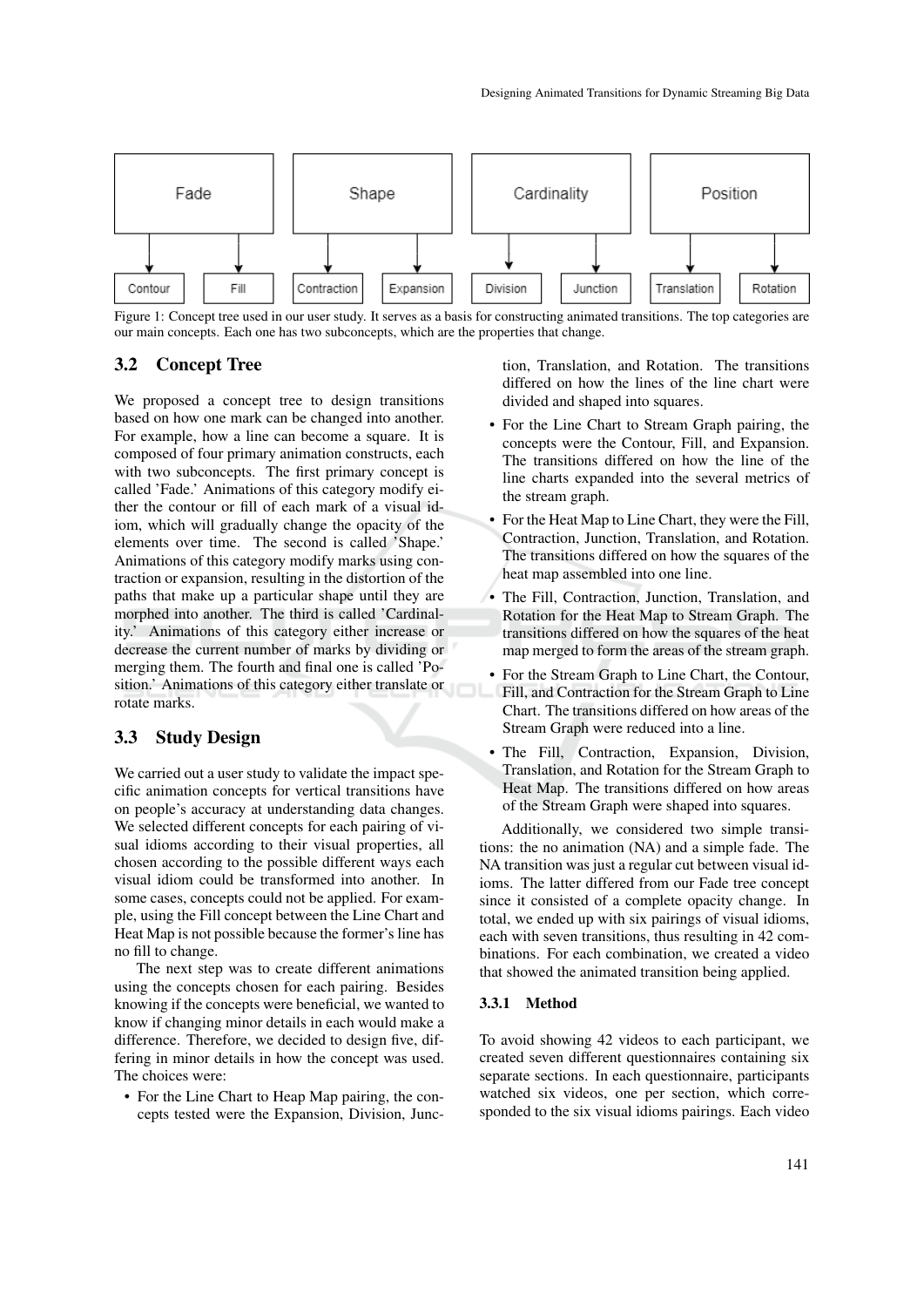Fade | Shape | Cardinality | Position
--- | --- | --- | ---
Contour, Fill | Contraction, Expansion | Division, Junction | Translation, Rotation

Figure 1: Concept tree used in our user study. It serves as a basis for constructing animated transitions. The top categories are our main concepts. Each one has two subconcepts, which are the properties that change.

## 3.2 Concept Tree

We proposed a concept tree to design transitions based on how one mark can be changed into another. For example, how a line can become a square. It is composed of four primary animation constructs, each with two subconcepts. The first primary concept is called 'Fade.' Animations of this category modify either the contour or fill of each mark of a visual idiom, which will gradually change the opacity of the elements over time. The second is called 'Shape.' Animations of this category modify marks using contraction or expansion, resulting in the distortion of the paths that make up a particular shape until they are morphed into another. The third is called 'Cardinality.' Animations of this category either increase or decrease the current number of marks by dividing or merging them. The fourth and final one is called 'Position.' Animations of this category either translate or rotate marks.

## 3.3 Study Design

We carried out a user study to validate the impact specific animation concepts for vertical transitions have on people's accuracy at understanding data changes. We selected different concepts for each pairing of visual idioms according to their visual properties, all chosen according to the possible different ways each visual idiom could be transformed into another. In some cases, concepts could not be applied. For example, using the Fill concept between the Line Chart and Heat Map is not possible because the former's line has no fill to change.

The next step was to create different animations using the concepts chosen for each pairing. Besides knowing if the concepts were beneficial, we wanted to know if changing minor details in each would make a difference. Therefore, we decided to design five, differing in minor details in how the concept was used. The choices were:

- For the Line Chart to Heap Map pairing, the concepts tested were the Expansion, Division, Junction, Translation, and Rotation. The transitions differed on how the lines of the line chart were divided and shaped into squares.
- For the Line Chart to Stream Graph pairing, the concepts were the Contour, Fill, and Expansion. The transitions differed on how the line of the line charts expanded into the several metrics of the stream graph.
- For the Heat Map to Line Chart, they were the Fill, Contraction, Junction, Translation, and Rotation. The transitions differed on how the squares of the heat map assembled into one line.
- The Fill, Contraction, Junction, Translation, and Rotation for the Heat Map to Stream Graph. The transitions differed on how the squares of the heat map merged to form the areas of the stream graph.
- For the Stream Graph to Line Chart, the Contour, Fill, and Contraction for the Stream Graph to Line Chart. The transitions differed on how areas of the Stream Graph were reduced into a line.
- The Fill, Contraction, Expansion, Division, Translation, and Rotation for the Stream Graph to Heat Map. The transitions differed on how areas of the Stream Graph were shaped into squares.

Additionally, we considered two simple transitions: the no animation (NA) and a simple fade. The NA transition was just a regular cut between visual idioms. The latter differed from our Fade tree concept since it consisted of a complete opacity change. In total, we ended up with six pairings of visual idioms, each with seven transitions, thus resulting in 42 combinations. For each combination, we created a video that showed the animated transition being applied.

### 3.3.1 Method

To avoid showing 42 videos to each participant, we created seven different questionnaires containing six separate sections. In each questionnaire, participants watched six videos, one per section, which corresponded to the six visual idioms pairings. Each video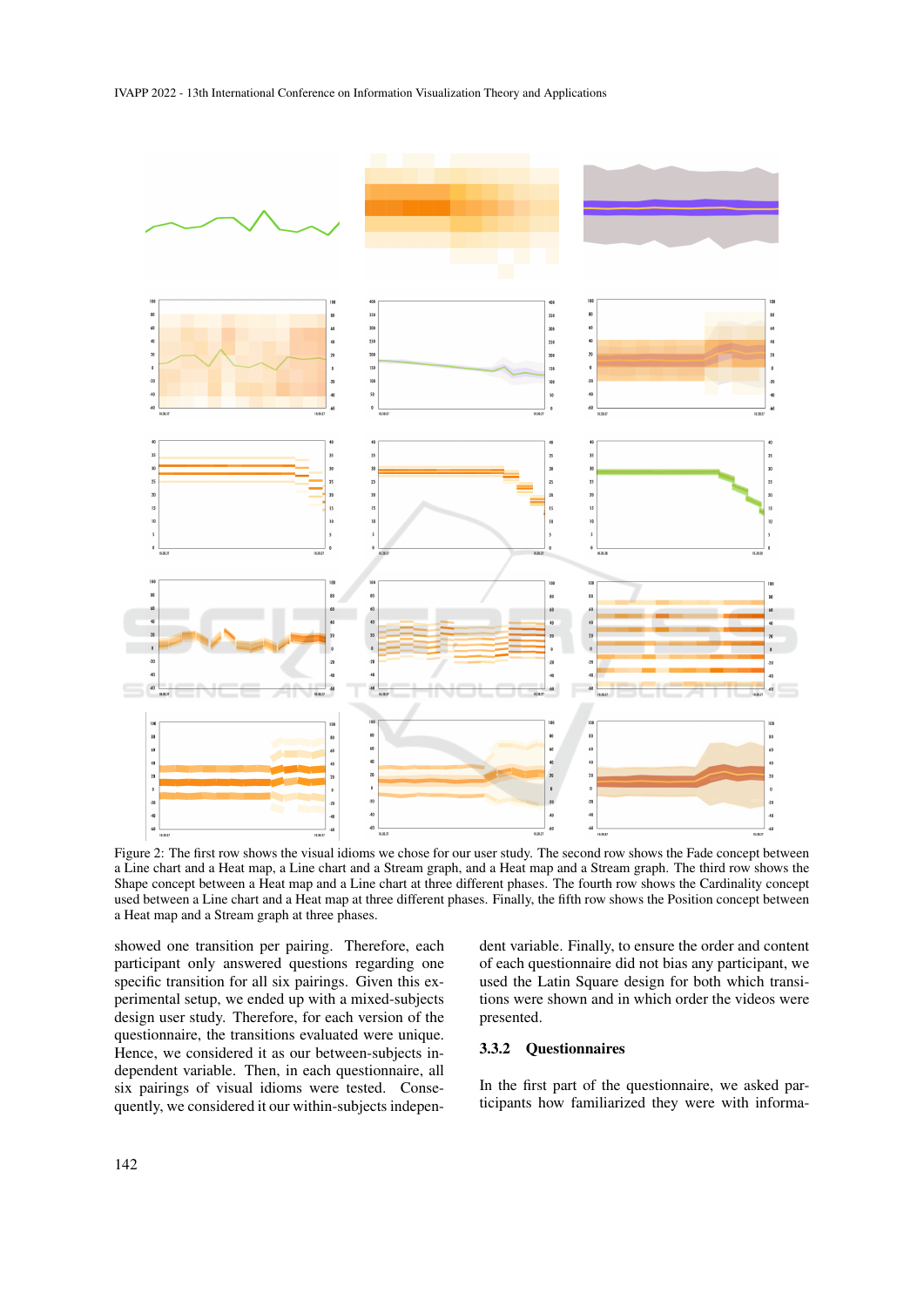Figure 2: The first row shows the visual idioms we chose for our user study. The second row shows the Fade concept between a Line chart and a Heat map, a Line chart and a Stream graph, and a Heat map and a Stream graph. The third row shows the Shape concept between a Heat map and a Stream graph and a Line chart at three different phases. The fourth row shows the Cardinality concept used between a Line chart and a Heat map at three different phases. Finally, the fifth row shows the Position concept between a Heat map and a Stream graph at three phases.

showed one transition per pairing. Therefore, each participant only answered questions regarding one specific transition for all six pairings. Given this experimental setup, we ended up with a mixed-subjects design user study. Therefore, for each version of the questionnaire, the transitions evaluated were unique. Hence, we considered it as our between-subjects independent variable. Then, in each questionnaire, all six pairings of visual idioms were tested. Consequently, we considered it our within-subjects independent variable. Finally, to ensure the order and content of each questionnaire did not bias any participant, we used the Latin Square design for both which transitions were shown and in which order the videos were presented.

#### 3.3.2 Questionnaires

In the first part of the questionnaire, we asked participants how familiarized they were with informa-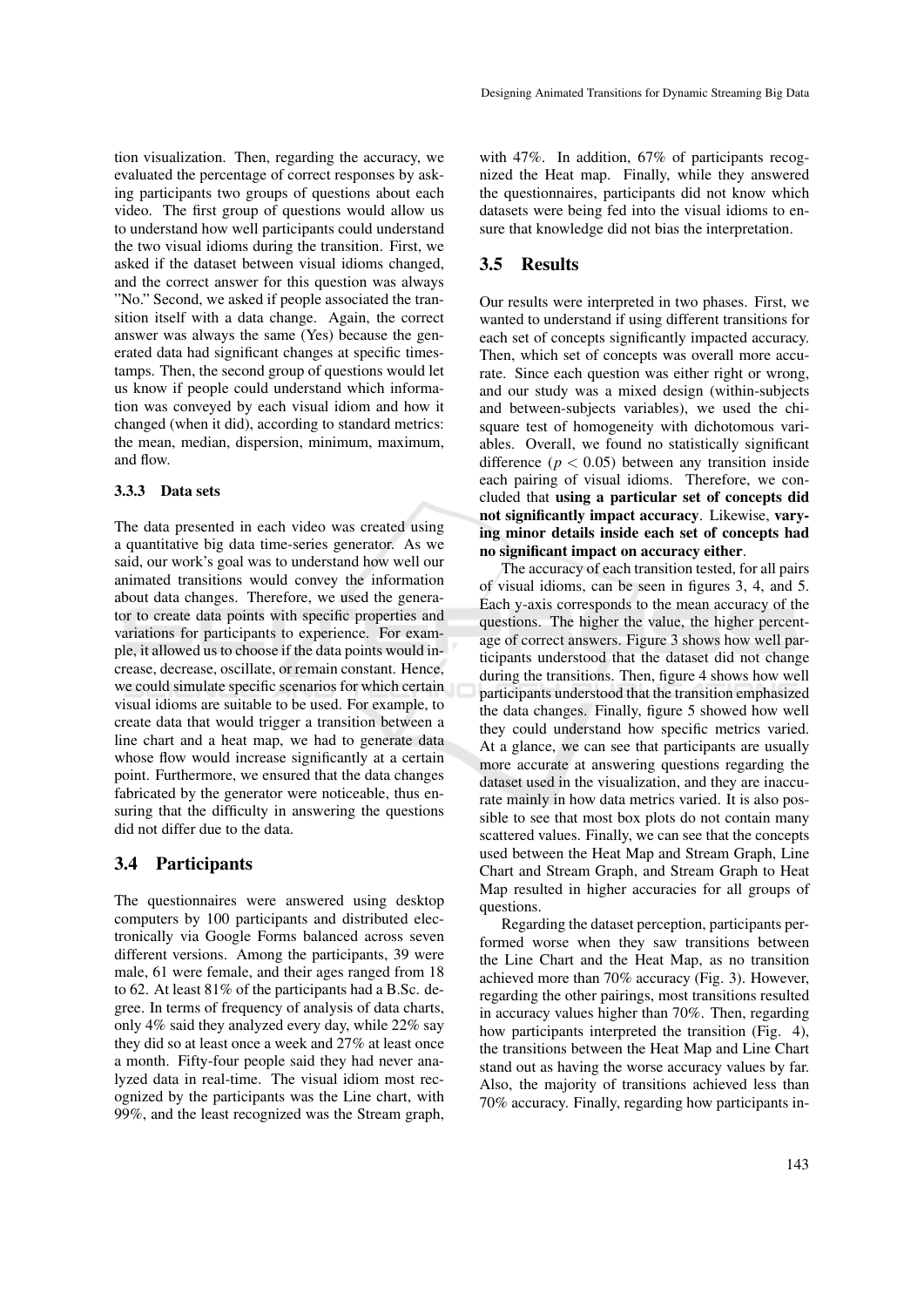tion visualization. Then, regarding the accuracy, we evaluated the percentage of correct responses by asking participants two groups of questions about each video. The first group of questions would allow us to understand how well participants could understand the two visual idioms during the transition. First, we asked if the dataset between visual idioms changed, and the correct answer for this question was always "No." Second, we asked if people associated the transition itself with a data change. Again, the correct answer was always the same (Yes) because the generated data had significant changes at specific timestamps. Then, the second group of questions would let us know if people could understand which information was conveyed by each visual idiom and how it changed (when it did), according to standard metrics: the mean, median, dispersion, minimum, maximum, and flow.

#### 3.3.3 Data sets

The data presented in each video was created using a quantitative big data time-series generator. As we said, our work's goal was to understand how well our animated transitions would convey the information about data changes. Therefore, we used the generator to create data points with specific properties and variations for participants to experience. For example, it allowed us to choose if the data points would increase, decrease, oscillate, or remain constant. Hence, we could simulate specific scenarios for which certain visual idioms are suitable to be used. For example, to create data that would trigger a transition between a line chart and a heat map, we had to generate data whose flow would increase significantly at a certain point. Furthermore, we ensured that the data changes fabricated by the generator were noticeable, thus ensuring that the difficulty in answering the questions did not differ due to the data.

### 3.4 Participants

The questionnaires were answered using desktop computers by 100 participants and distributed electronically via Google Forms balanced across seven different versions. Among the participants, 39 were male, 61 were female, and their ages ranged from 18 to 62. At least 81% of the participants had a B.Sc. degree. In terms of frequency of analysis of data charts, only 4% said they analyzed every day, while 22% say they did so at least once a week and 27% at least once a month. Fifty-four people said they had never analyzed data in real-time. The visual idiom most recognized by the participants was the Line chart, with 99%, and the least recognized was the Stream graph, with 47%. In addition, 67% of participants recognized the Heat map. Finally, while they answered the questionnaires, participants did not know which datasets were being fed into the visual idioms to ensure that knowledge did not bias the interpretation.

### 3.5 Results

Our results were interpreted in two phases. First, we wanted to understand if using different transitions for each set of concepts significantly impacted accuracy. Then, which set of concepts was overall more accurate. Since each question was either right or wrong, and our study was a mixed design (within-subjects and between-subjects variables), we used the chi-square test of homogeneity with dichotomous variables. Overall, we found no statistically significant difference ($p < 0.05$) between any transition inside each pairing of visual idioms. Therefore, we concluded that **using a particular set of concepts did not significantly impact accuracy**. Likewise, **varying minor details inside each set of concepts had no significant impact on accuracy either**.

The accuracy of each transition tested, for all pairs of visual idioms, can be seen in figures 3, 4, and 5. Each y-axis corresponds to the mean accuracy of the questions. The higher the value, the higher percentage of correct answers. Figure 3 shows how well participants understood that the dataset did not change during the transitions. Then, figure 4 shows how well participants understood that the transition emphasized the data changes. Finally, figure 5 showed how well they could understand how specific metrics varied. At a glance, we can see that participants are usually more accurate at answering questions regarding the dataset used in the visualization, and they are inaccurate mainly in how data metrics varied. It is also possible to see that most box plots do not contain many scattered values. Finally, we can see that the concepts used between the Heat Map and Stream Graph, Line Chart and Stream Graph, and Stream Graph to Heat Map resulted in higher accuracies for all groups of questions.

Regarding the dataset perception, participants performed worse when they saw transitions between the Line Chart and the Heat Map, as no transition achieved more than 70% accuracy (Fig. 3). However, regarding the other pairings, most transitions resulted in accuracy values higher than 70%. Then, regarding how participants interpreted the transition (Fig. 4), the transitions between the Heat Map and Line Chart stand out as having the worse accuracy values by far. Also, the majority of transitions achieved less than 70% accuracy. Finally, regarding how participants in-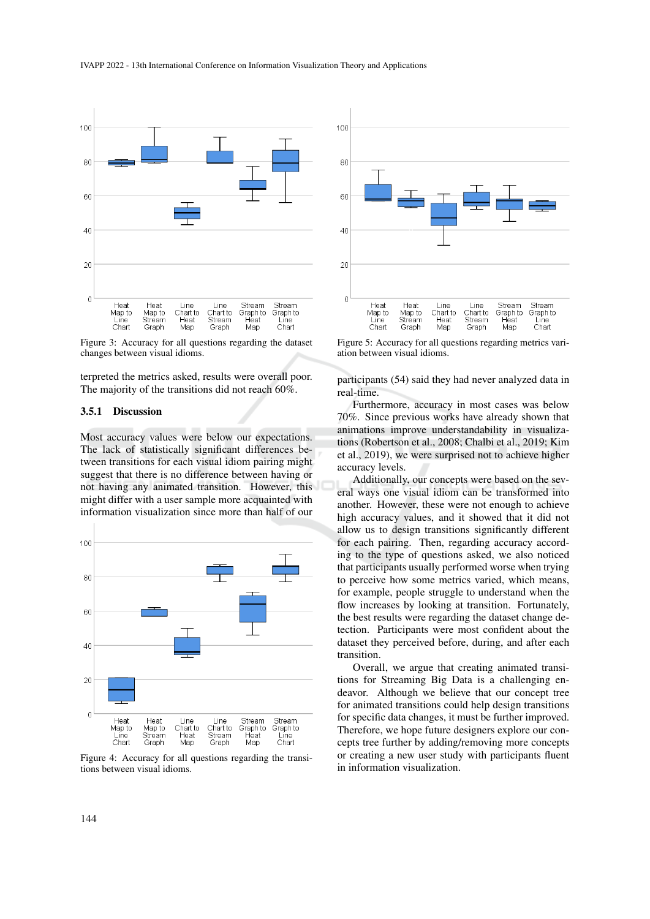Figure 3: Accuracy for all questions regarding the dataset changes between visual idioms.

Figure 4: Accuracy for all questions regarding the transitions between visual idioms.

Figure 5: Accuracy for all questions regarding metrics variation between visual idioms.

terpreted the metrics asked, results were overall poor. The majority of the transitions did not reach 60%.

#### 3.5.1 Discussion

Most accuracy values were below our expectations. The lack of statistically significant differences between transitions for each visual idiom pairing might suggest that there is no difference between having or not having any animated transition. However, this might differ with a user sample more acquainted with information visualization since more than half of our participants (54) said they had never analyzed data in real-time.

Furthermore, accuracy in most cases was below 70%. Since previous works have already shown that animations improve understandability in visualizations (Robertson et al., 2008; Chalbi et al., 2019; Kim et al., 2019), we were surprised not to achieve higher accuracy levels.

Additionally, our concepts were based on the several ways one visual idiom can be transformed into another. However, these were not enough to achieve high accuracy values, and it showed that it did not allow us to design transitions significantly different for each pairing. Then, regarding accuracy according to the type of questions asked, we also noticed that participants usually performed worse when trying to perceive how some metrics varied, which means, for example, people struggle to understand when the flow increases by looking at transition. Fortunately, the best results were regarding the dataset change detection. Participants were most confident about the dataset they perceived before, during, and after each transition.

Overall, we argue that creating animated transitions for Streaming Big Data is a challenging endeavor. Although we believe that our concept tree for animated transitions could help design transitions for specific data changes, it must be further improved. Therefore, we hope future designers explore our concepts tree further by adding/removing more concepts or creating a new user study with participants fluent in information visualization.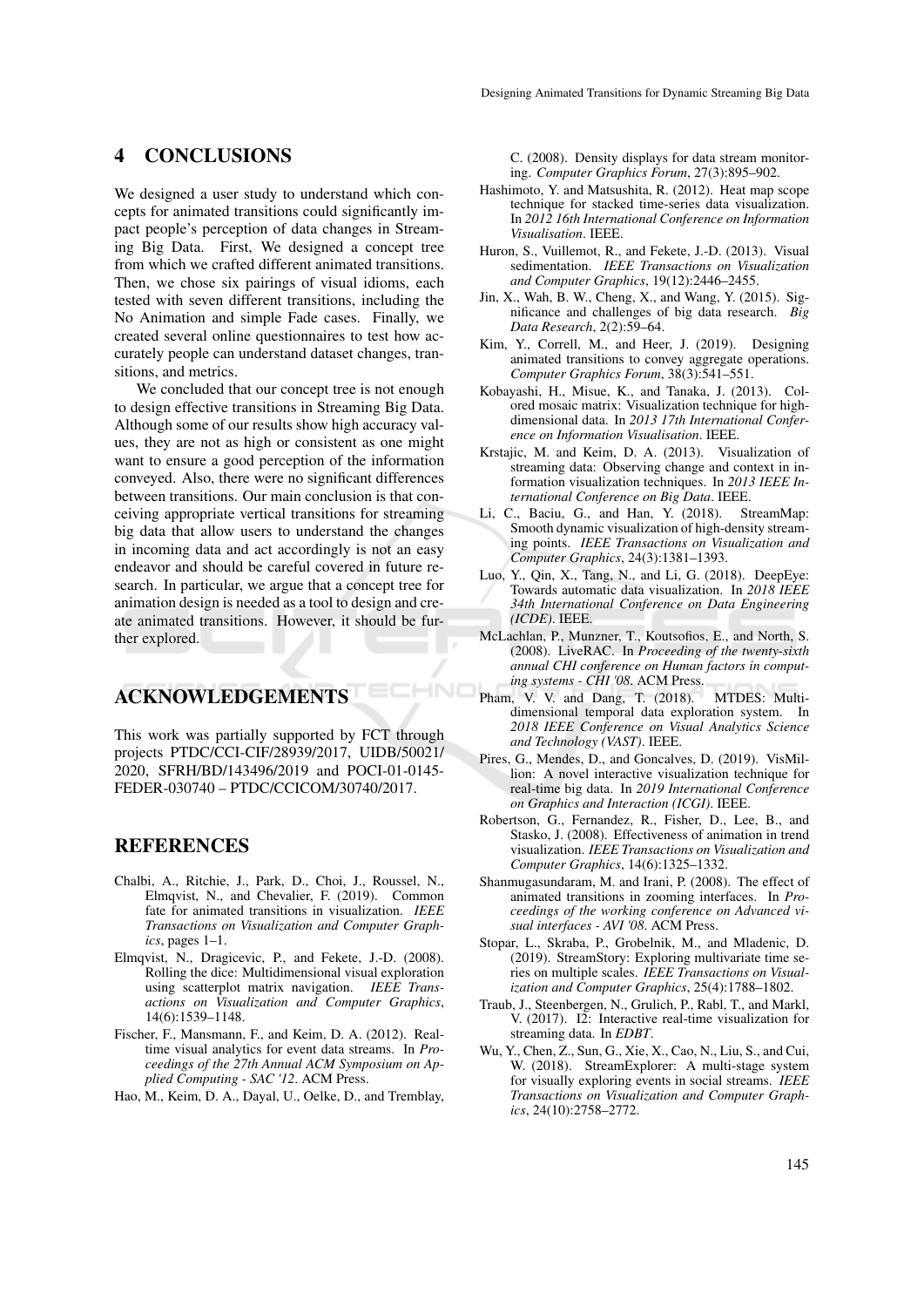## 4 CONCLUSIONS

We designed a user study to understand which concepts for animated transitions could significantly impact people's perception of data changes in Streaming Big Data. First, We designed a concept tree from which we crafted different animated transitions. Then, we chose six pairings of visual idioms, each tested with seven different transitions, including the No Animation and simple Fade cases. Finally, we created several online questionnaires to test how accurately people can understand dataset changes, transitions, and metrics.

We concluded that our concept tree is not enough to design effective transitions in Streaming Big Data. Although some of our results show high accuracy values, they are not as high or consistent as one might want to ensure a good perception of the information conveyed. Also, there were no significant differences between transitions. Our main conclusion is that conceiving appropriate vertical transitions for streaming big data that allow users to understand the changes in incoming data and act accordingly is not an easy endeavor and should be careful covered in future research. In particular, we argue that a concept tree for animation design is needed as a tool to design and create animated transitions. However, it should be further explored.

## ACKNOWLEDGEMENTS

This work was partially supported by FCT through projects PTDC/CCI-CIF/28939/2017, UIDB/50021/2020, SFRH/BD/143496/2019 and POCI-01-0145-FEDER-030740 – PTDC/CCICOM/30740/2017.

## REFERENCES

Chalbi, A., Ritchie, J., Park, D., Choi, J., Roussel, N., Elmqvist, N., and Chevalier, F. (2019). Common fate for animated transitions in visualization. *IEEE Transactions on Visualization and Computer Graphics*, pages 1–1.

Elmqvist, N., Dragicevic, P., and Fekete, J.-D. (2008). Rolling the dice: Multidimensional visual exploration using scatterplot matrix navigation. *IEEE Transactions on Visualization and Computer Graphics*, 14(6):1539–1148.

Fischer, F., Mansmann, F., and Keim, D. A. (2012). Real-time visual analytics for event data streams. In *Proceedings of the 27th Annual ACM Symposium on Applied Computing - SAC '12*. ACM Press.

Hao, M., Keim, D. A., Dayal, U., Oelke, D., and Tremblay, C. (2008). Density displays for data stream monitoring. *Computer Graphics Forum*, 27(3):895–902.

Hashimoto, Y. and Matsushita, R. (2012). Heat map scope technique for stacked time-series data visualization. In *2012 16th International Conference on Information Visualisation*. IEEE.

Huron, S., Vuillemot, R., and Fekete, J.-D. (2013). Visual sedimentation. *IEEE Transactions on Visualization and Computer Graphics*, 19(12):2446–2455.

Jin, X., Wah, B. W., Cheng, X., and Wang, Y. (2015). Significance and challenges of big data research. *Big Data Research*, 2(2):59–64.

Kim, Y., Correll, M., and Heer, J. (2019). Designing animated transitions to convey aggregate operations. *Computer Graphics Forum*, 38(3):541–551.

Kobayashi, H., Misue, K., and Tanaka, J. (2013). Colored mosaic matrix: Visualization technique for high-dimensional data. In *2013 17th International Conference on Information Visualisation*. IEEE.

Krstajic, M. and Keim, D. A. (2013). Visualization of streaming data: Observing change and context in information visualization techniques. In *2013 IEEE International Conference on Big Data*. IEEE.

Li, C., Baciu, G., and Han, Y. (2018). StreamMap: Smooth dynamic visualization of high-density streaming points. *IEEE Transactions on Visualization and Computer Graphics*, 24(3):1381–1393.

Luo, Y., Qin, X., Tang, N., and Li, G. (2018). DeepEye: Towards automatic data visualization. In *2018 IEEE 34th International Conference on Data Engineering (ICDE)*. IEEE.

McLachlan, P., Munzner, T., Koutsofios, E., and North, S. (2008). LiveRAC. In *Proceeding of the twenty-sixth annual CHI conference on Human factors in computing systems - CHI '08*. ACM Press.

Pham, V. V. and Dang, T. (2018). MTDES: Multi-dimensional temporal data exploration system. In *2018 IEEE Conference on Visual Analytics Science and Technology (VAST)*. IEEE.

Pires, G., Mendes, D., and Goncalves, D. (2019). VisMillion: A novel interactive visualization technique for real-time big data. In *2019 International Conference on Graphics and Interaction (ICGI)*. IEEE.

Robertson, G., Fernandez, R., Fisher, D., Lee, B., and Stasko, J. (2008). Effectiveness of animation in trend visualization. *IEEE Transactions on Visualization and Computer Graphics*, 14(6):1325–1332.

Shanmugasundaram, M. and Irani, P. (2008). The effect of animated transitions in zooming interfaces. In *Proceedings of the working conference on Advanced visual interfaces - AVI '08*. ACM Press.

Stopar, L., Skraba, P., Grobelnik, M., and Mladenic, D. (2019). StreamStory: Exploring multivariate time series on multiple scales. *IEEE Transactions on Visualization and Computer Graphics*, 25(4):1788–1802.

Traub, J., Steenbergen, N., Grulich, P., Rabl, T., and Markl, V. (2017). I2: Interactive real-time visualization for streaming data. In *EDBT*.

Wu, Y., Chen, Z., Sun, G., Xie, X., Cao, N., Liu, S., and Cui, W. (2018). StreamExplorer: A multi-stage system for visually exploring events in social streams. *IEEE Transactions on Visualization and Computer Graphics*, 24(10):2758–2772.